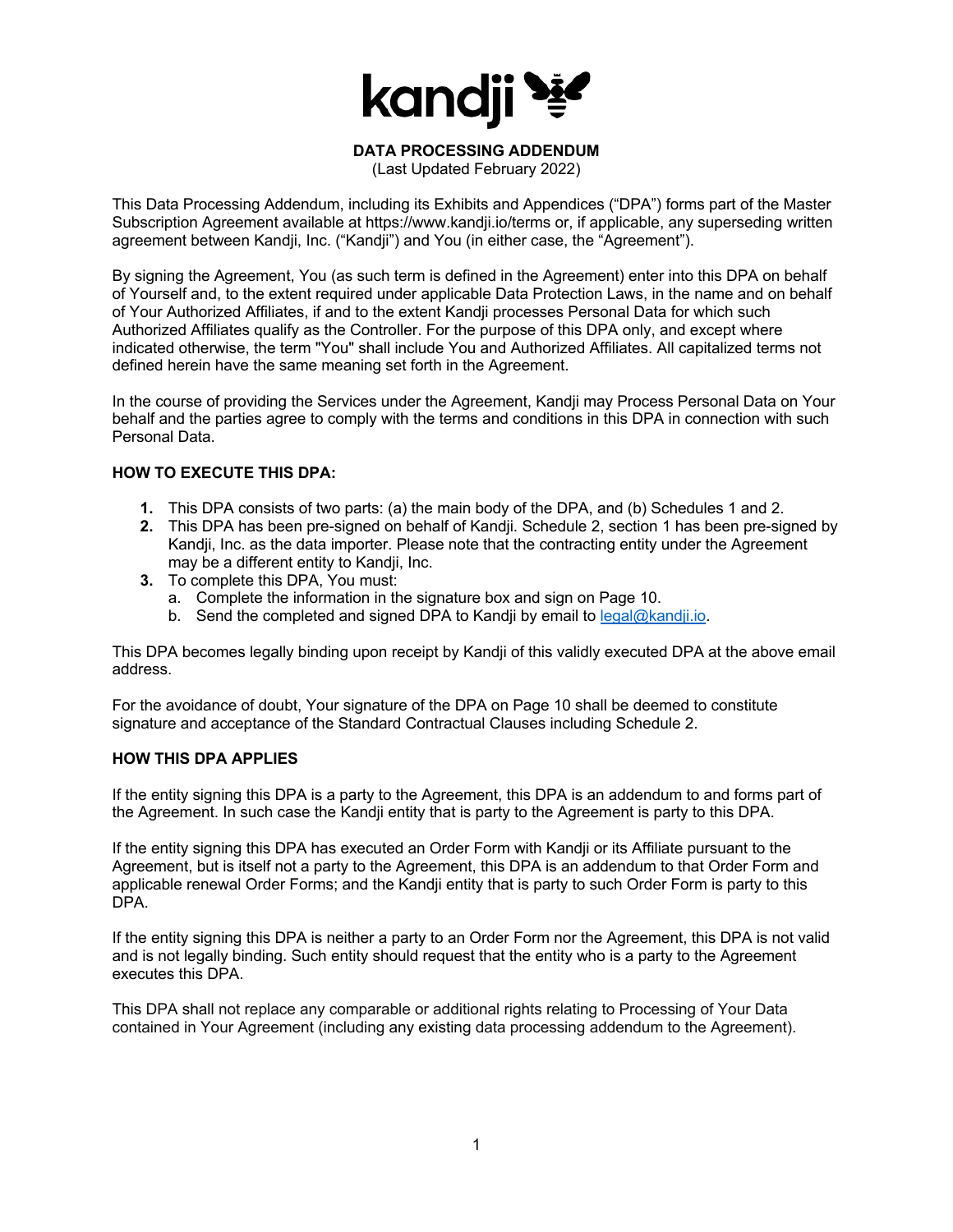# DATA PROCESSING ADDENDUM

(Last Updated February 2022)

This Data Processing Addendum, including its Exhibits and Appendices ("DPA") forms part of the Master Subscription Agreement available at https://www.kandji.io/terms or, if applicable, any superseding written agreement between Kandji, Inc. ("Kandji") and You (in either case, the "Agreement").

By signing the Agreement, You (as such term is defined in the Agreement) enter into this DPA on behalf of Yourself and, to the extent required under applicable Data Protection Laws, in the name and on behalf of Your Authorized Affiliates, if and to the extent Kandji processes Personal Data for which such Authorized Affiliates qualify as the Controller. For the purpose of this DPA only, and except where indicated otherwise, the term "You" shall include You and Authorized Affiliates. All capitalized terms not defined herein have the same meaning set forth in the Agreement.

In the course of providing the Services under the Agreement, Kandji may Process Personal Data on Your behalf and the parties agree to comply with the terms and conditions in this DPA in connection with such Personal Data.

**HOW TO EXECUTE THIS DPA:**

1. This DPA consists of two parts: (a) the main body of the DPA, and (b) Schedules 1 and 2.
2. This DPA has been pre-signed on behalf of Kandji. Schedule 2, section 1 has been pre-signed by Kandji, Inc. as the data importer. Please note that the contracting entity under the Agreement may be a different entity to Kandji, Inc.
3. To complete this DPA, You must:
   a. Complete the information in the signature box and sign on Page 10.
   b. Send the completed and signed DPA to Kandji by email to legal@kandji.io.

This DPA becomes legally binding upon receipt by Kandji of this validly executed DPA at the above email address.

For the avoidance of doubt, Your signature of the DPA on Page 10 shall be deemed to constitute signature and acceptance of the Standard Contractual Clauses including Schedule 2.

**HOW THIS DPA APPLIES**

If the entity signing this DPA is a party to the Agreement, this DPA is an addendum to and forms part of the Agreement. In such case the Kandji entity that is party to the Agreement is party to this DPA.

If the entity signing this DPA has executed an Order Form with Kandji or its Affiliate pursuant to the Agreement, but is itself not a party to the Agreement, this DPA is an addendum to that Order Form and applicable renewal Order Forms; and the Kandji entity that is party to such Order Form is party to this DPA.

If the entity signing this DPA is neither a party to an Order Form nor the Agreement, this DPA is not valid and is not legally binding. Such entity should request that the entity who is a party to the Agreement executes this DPA.

This DPA shall not replace any comparable or additional rights relating to Processing of Your Data contained in Your Agreement (including any existing data processing addendum to the Agreement).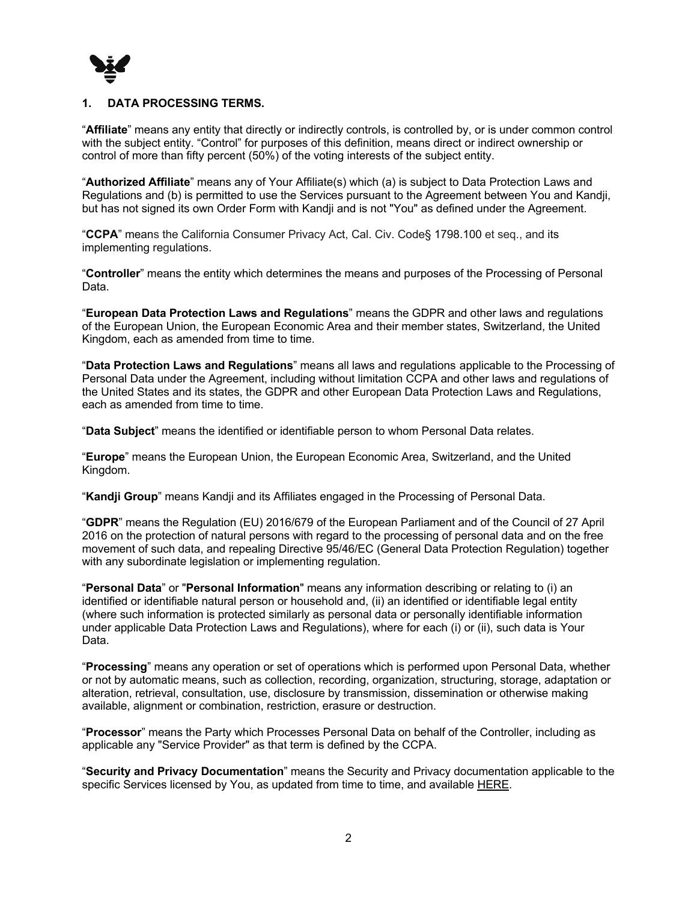## 1. DATA PROCESSING TERMS.

"**Affiliate**" means any entity that directly or indirectly controls, is controlled by, or is under common control with the subject entity. "Control" for purposes of this definition, means direct or indirect ownership or control of more than fifty percent (50%) of the voting interests of the subject entity.

"**Authorized Affiliate**" means any of Your Affiliate(s) which (a) is subject to Data Protection Laws and Regulations and (b) is permitted to use the Services pursuant to the Agreement between You and Kandji, but has not signed its own Order Form with Kandji and is not "You" as defined under the Agreement.

"**CCPA**" means the California Consumer Privacy Act, Cal. Civ. Code§ 1798.100 et seq., and its implementing regulations.

"**Controller**" means the entity which determines the means and purposes of the Processing of Personal Data.

"**European Data Protection Laws and Regulations**" means the GDPR and other laws and regulations of the European Union, the European Economic Area and their member states, Switzerland, the United Kingdom, each as amended from time to time.

"**Data Protection Laws and Regulations**" means all laws and regulations applicable to the Processing of Personal Data under the Agreement, including without limitation CCPA and other laws and regulations of the United States and its states, the GDPR and other European Data Protection Laws and Regulations, each as amended from time to time.

"**Data Subject**" means the identified or identifiable person to whom Personal Data relates.

"**Europe**" means the European Union, the European Economic Area, Switzerland, and the United Kingdom.

"**Kandji Group**" means Kandji and its Affiliates engaged in the Processing of Personal Data.

"**GDPR**" means the Regulation (EU) 2016/679 of the European Parliament and of the Council of 27 April 2016 on the protection of natural persons with regard to the processing of personal data and on the free movement of such data, and repealing Directive 95/46/EC (General Data Protection Regulation) together with any subordinate legislation or implementing regulation.

"**Personal Data**" or "**Personal Information**" means any information describing or relating to (i) an identified or identifiable natural person or household and, (ii) an identified or identifiable legal entity (where such information is protected similarly as personal data or personally identifiable information under applicable Data Protection Laws and Regulations), where for each (i) or (ii), such data is Your Data.

"**Processing**" means any operation or set of operations which is performed upon Personal Data, whether or not by automatic means, such as collection, recording, organization, structuring, storage, adaptation or alteration, retrieval, consultation, use, disclosure by transmission, dissemination or otherwise making available, alignment or combination, restriction, erasure or destruction.

"**Processor**" means the Party which Processes Personal Data on behalf of the Controller, including as applicable any "Service Provider" as that term is defined by the CCPA.

"**Security and Privacy Documentation**" means the Security and Privacy documentation applicable to the specific Services licensed by You, as updated from time to time, and available HERE.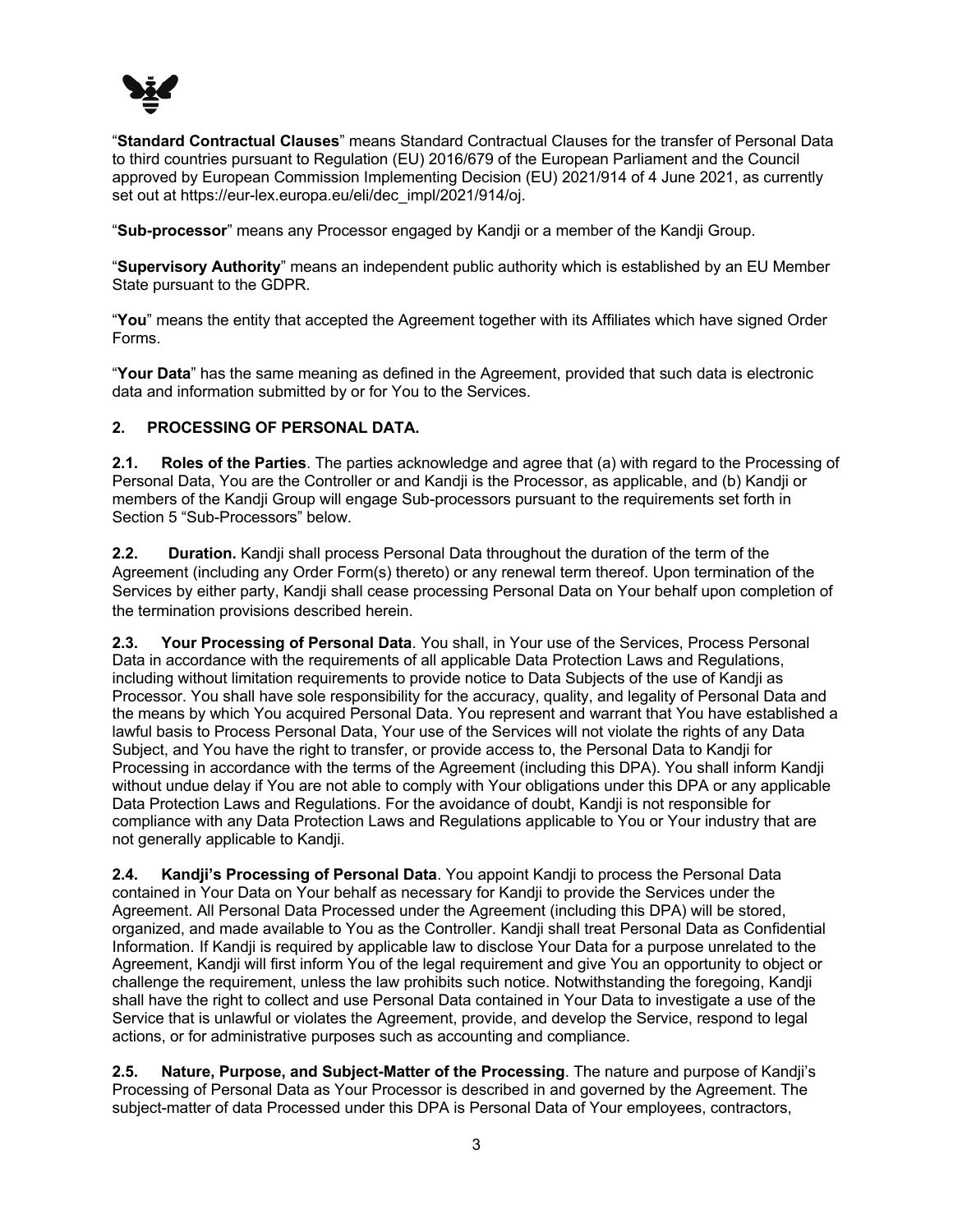"**Standard Contractual Clauses**" means Standard Contractual Clauses for the transfer of Personal Data to third countries pursuant to Regulation (EU) 2016/679 of the European Parliament and the Council approved by European Commission Implementing Decision (EU) 2021/914 of 4 June 2021, as currently set out at https://eur-lex.europa.eu/eli/dec_impl/2021/914/oj.

"**Sub-processor**" means any Processor engaged by Kandji or a member of the Kandji Group.

"**Supervisory Authority**" means an independent public authority which is established by an EU Member State pursuant to the GDPR.

"**You**" means the entity that accepted the Agreement together with its Affiliates which have signed Order Forms.

"**Your Data**" has the same meaning as defined in the Agreement, provided that such data is electronic data and information submitted by or for You to the Services.

## 2. PROCESSING OF PERSONAL DATA.

**2.1. Roles of the Parties**. The parties acknowledge and agree that (a) with regard to the Processing of Personal Data, You are the Controller or and Kandji is the Processor, as applicable, and (b) Kandji or members of the Kandji Group will engage Sub-processors pursuant to the requirements set forth in Section 5 "Sub-Processors" below.

**2.2. Duration.** Kandji shall process Personal Data throughout the duration of the term of the Agreement (including any Order Form(s) thereto) or any renewal term thereof. Upon termination of the Services by either party, Kandji shall cease processing Personal Data on Your behalf upon completion of the termination provisions described herein.

**2.3. Your Processing of Personal Data**. You shall, in Your use of the Services, Process Personal Data in accordance with the requirements of all applicable Data Protection Laws and Regulations, including without limitation requirements to provide notice to Data Subjects of the use of Kandji as Processor. You shall have sole responsibility for the accuracy, quality, and legality of Personal Data and the means by which You acquired Personal Data. You represent and warrant that You have established a lawful basis to Process Personal Data, Your use of the Services will not violate the rights of any Data Subject, and You have the right to transfer, or provide access to, the Personal Data to Kandji for Processing in accordance with the terms of the Agreement (including this DPA). You shall inform Kandji without undue delay if You are not able to comply with Your obligations under this DPA or any applicable Data Protection Laws and Regulations. For the avoidance of doubt, Kandji is not responsible for compliance with any Data Protection Laws and Regulations applicable to You or Your industry that are not generally applicable to Kandji.

**2.4. Kandji's Processing of Personal Data**. You appoint Kandji to process the Personal Data contained in Your Data on Your behalf as necessary for Kandji to provide the Services under the Agreement. All Personal Data Processed under the Agreement (including this DPA) will be stored, organized, and made available to You as the Controller. Kandji shall treat Personal Data as Confidential Information. If Kandji is required by applicable law to disclose Your Data for a purpose unrelated to the Agreement, Kandji will first inform You of the legal requirement and give You an opportunity to object or challenge the requirement, unless the law prohibits such notice. Notwithstanding the foregoing, Kandji shall have the right to collect and use Personal Data contained in Your Data to investigate a use of the Service that is unlawful or violates the Agreement, provide, and develop the Service, respond to legal actions, or for administrative purposes such as accounting and compliance.

**2.5. Nature, Purpose, and Subject-Matter of the Processing**. The nature and purpose of Kandji's Processing of Personal Data as Your Processor is described in and governed by the Agreement. The subject-matter of data Processed under this DPA is Personal Data of Your employees, contractors,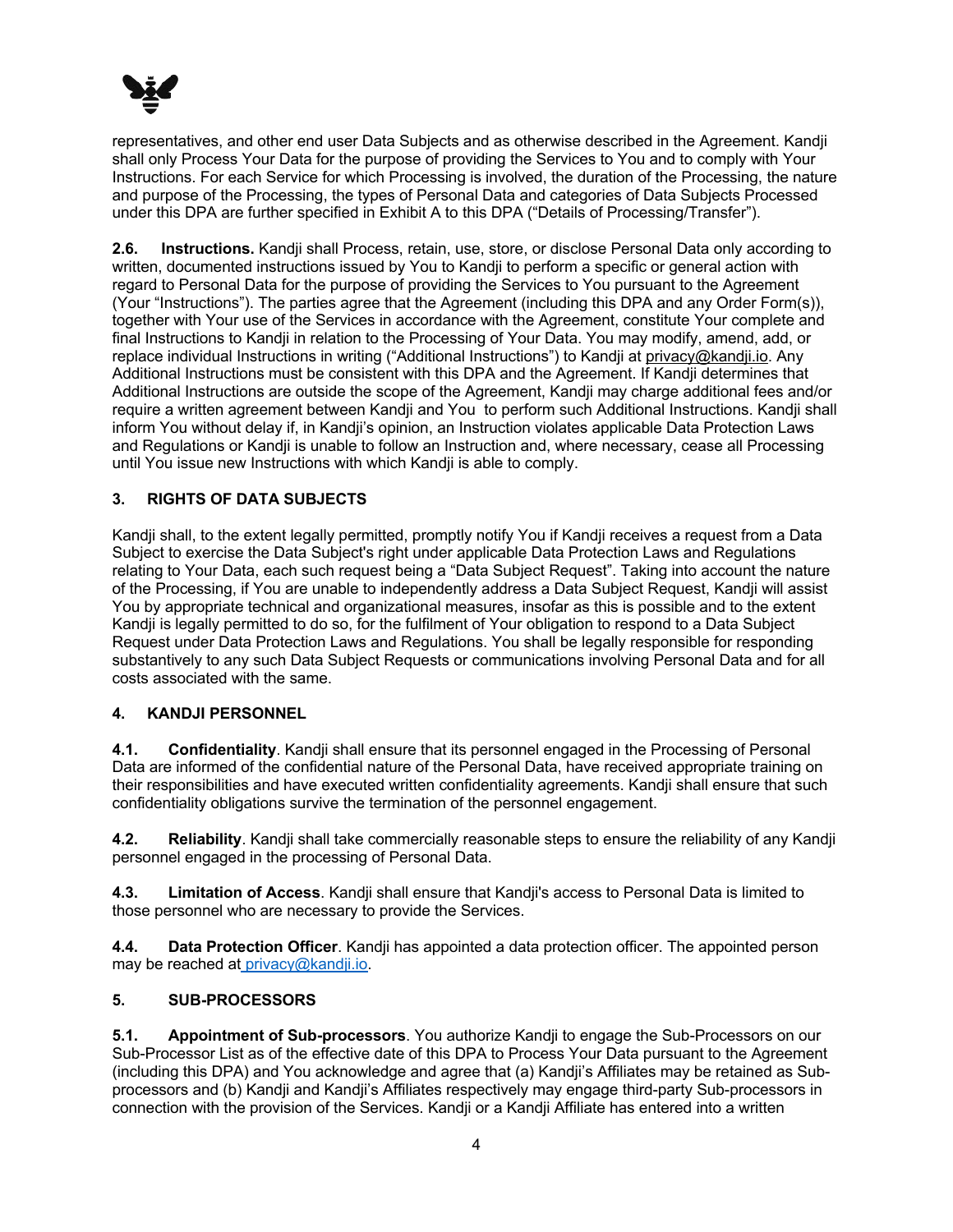representatives, and other end user Data Subjects and as otherwise described in the Agreement. Kandji shall only Process Your Data for the purpose of providing the Services to You and to comply with Your Instructions. For each Service for which Processing is involved, the duration of the Processing, the nature and purpose of the Processing, the types of Personal Data and categories of Data Subjects Processed under this DPA are further specified in Exhibit A to this DPA ("Details of Processing/Transfer").

**2.6. Instructions.** Kandji shall Process, retain, use, store, or disclose Personal Data only according to written, documented instructions issued by You to Kandji to perform a specific or general action with regard to Personal Data for the purpose of providing the Services to You pursuant to the Agreement (Your "Instructions"). The parties agree that the Agreement (including this DPA and any Order Form(s)), together with Your use of the Services in accordance with the Agreement, constitute Your complete and final Instructions to Kandji in relation to the Processing of Your Data. You may modify, amend, add, or replace individual Instructions in writing ("Additional Instructions") to Kandji at privacy@kandji.io. Any Additional Instructions must be consistent with this DPA and the Agreement. If Kandji determines that Additional Instructions are outside the scope of the Agreement, Kandji may charge additional fees and/or require a written agreement between Kandji and You to perform such Additional Instructions. Kandji shall inform You without delay if, in Kandji's opinion, an Instruction violates applicable Data Protection Laws and Regulations or Kandji is unable to follow an Instruction and, where necessary, cease all Processing until You issue new Instructions with which Kandji is able to comply.

## 3. RIGHTS OF DATA SUBJECTS

Kandji shall, to the extent legally permitted, promptly notify You if Kandji receives a request from a Data Subject to exercise the Data Subject's right under applicable Data Protection Laws and Regulations relating to Your Data, each such request being a "Data Subject Request". Taking into account the nature of the Processing, if You are unable to independently address a Data Subject Request, Kandji will assist You by appropriate technical and organizational measures, insofar as this is possible and to the extent Kandji is legally permitted to do so, for the fulfilment of Your obligation to respond to a Data Subject Request under Data Protection Laws and Regulations. You shall be legally responsible for responding substantively to any such Data Subject Requests or communications involving Personal Data and for all costs associated with the same.

## 4. KANDJI PERSONNEL

**4.1. Confidentiality**. Kandji shall ensure that its personnel engaged in the Processing of Personal Data are informed of the confidential nature of the Personal Data, have received appropriate training on their responsibilities and have executed written confidentiality agreements. Kandji shall ensure that such confidentiality obligations survive the termination of the personnel engagement.

**4.2. Reliability**. Kandji shall take commercially reasonable steps to ensure the reliability of any Kandji personnel engaged in the processing of Personal Data.

**4.3. Limitation of Access**. Kandji shall ensure that Kandji's access to Personal Data is limited to those personnel who are necessary to provide the Services.

**4.4. Data Protection Officer**. Kandji has appointed a data protection officer. The appointed person may be reached at privacy@kandji.io.

## 5. SUB-PROCESSORS

**5.1. Appointment of Sub-processors**. You authorize Kandji to engage the Sub-Processors on our Sub-Processor List as of the effective date of this DPA to Process Your Data pursuant to the Agreement (including this DPA) and You acknowledge and agree that (a) Kandji's Affiliates may be retained as Sub-processors and (b) Kandji and Kandji's Affiliates respectively may engage third-party Sub-processors in connection with the provision of the Services. Kandji or a Kandji Affiliate has entered into a written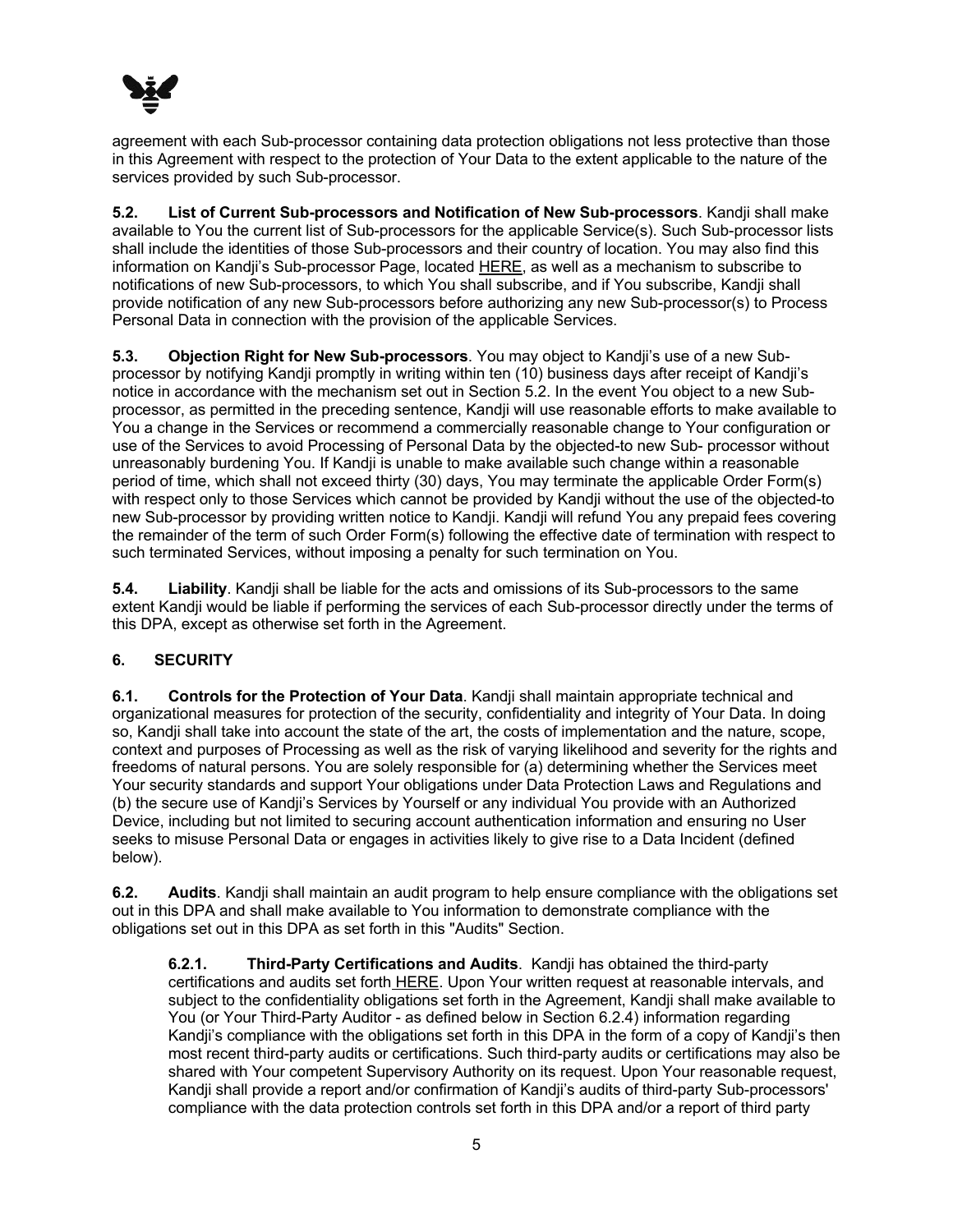agreement with each Sub-processor containing data protection obligations not less protective than those in this Agreement with respect to the protection of Your Data to the extent applicable to the nature of the services provided by such Sub-processor.

**5.2. List of Current Sub-processors and Notification of New Sub-processors**. Kandji shall make available to You the current list of Sub-processors for the applicable Service(s). Such Sub-processor lists shall include the identities of those Sub-processors and their country of location. You may also find this information on Kandji's Sub-processor Page, located HERE, as well as a mechanism to subscribe to notifications of new Sub-processors, to which You shall subscribe, and if You subscribe, Kandji shall provide notification of any new Sub-processors before authorizing any new Sub-processor(s) to Process Personal Data in connection with the provision of the applicable Services.

**5.3. Objection Right for New Sub-processors**. You may object to Kandji's use of a new Sub-processor by notifying Kandji promptly in writing within ten (10) business days after receipt of Kandji's notice in accordance with the mechanism set out in Section 5.2. In the event You object to a new Sub-processor, as permitted in the preceding sentence, Kandji will use reasonable efforts to make available to You a change in the Services or recommend a commercially reasonable change to Your configuration or use of the Services to avoid Processing of Personal Data by the objected-to new Sub- processor without unreasonably burdening You. If Kandji is unable to make available such change within a reasonable period of time, which shall not exceed thirty (30) days, You may terminate the applicable Order Form(s) with respect only to those Services which cannot be provided by Kandji without the use of the objected-to new Sub-processor by providing written notice to Kandji. Kandji will refund You any prepaid fees covering the remainder of the term of such Order Form(s) following the effective date of termination with respect to such terminated Services, without imposing a penalty for such termination on You.

**5.4. Liability**. Kandji shall be liable for the acts and omissions of its Sub-processors to the same extent Kandji would be liable if performing the services of each Sub-processor directly under the terms of this DPA, except as otherwise set forth in the Agreement.

## 6. SECURITY

**6.1. Controls for the Protection of Your Data**. Kandji shall maintain appropriate technical and organizational measures for protection of the security, confidentiality and integrity of Your Data. In doing so, Kandji shall take into account the state of the art, the costs of implementation and the nature, scope, context and purposes of Processing as well as the risk of varying likelihood and severity for the rights and freedoms of natural persons. You are solely responsible for (a) determining whether the Services meet Your security standards and support Your obligations under Data Protection Laws and Regulations and (b) the secure use of Kandji's Services by Yourself or any individual You provide with an Authorized Device, including but not limited to securing account authentication information and ensuring no User seeks to misuse Personal Data or engages in activities likely to give rise to a Data Incident (defined below).

**6.2. Audits**. Kandji shall maintain an audit program to help ensure compliance with the obligations set out in this DPA and shall make available to You information to demonstrate compliance with the obligations set out in this DPA as set forth in this "Audits" Section.

**6.2.1. Third-Party Certifications and Audits**. Kandji has obtained the third-party certifications and audits set forth HERE. Upon Your written request at reasonable intervals, and subject to the confidentiality obligations set forth in the Agreement, Kandji shall make available to You (or Your Third-Party Auditor - as defined below in Section 6.2.4) information regarding Kandji's compliance with the obligations set forth in this DPA in the form of a copy of Kandji's then most recent third-party audits or certifications. Such third-party audits or certifications may also be shared with Your competent Supervisory Authority on its request. Upon Your reasonable request, Kandji shall provide a report and/or confirmation of Kandji's audits of third-party Sub-processors' compliance with the data protection controls set forth in this DPA and/or a report of third party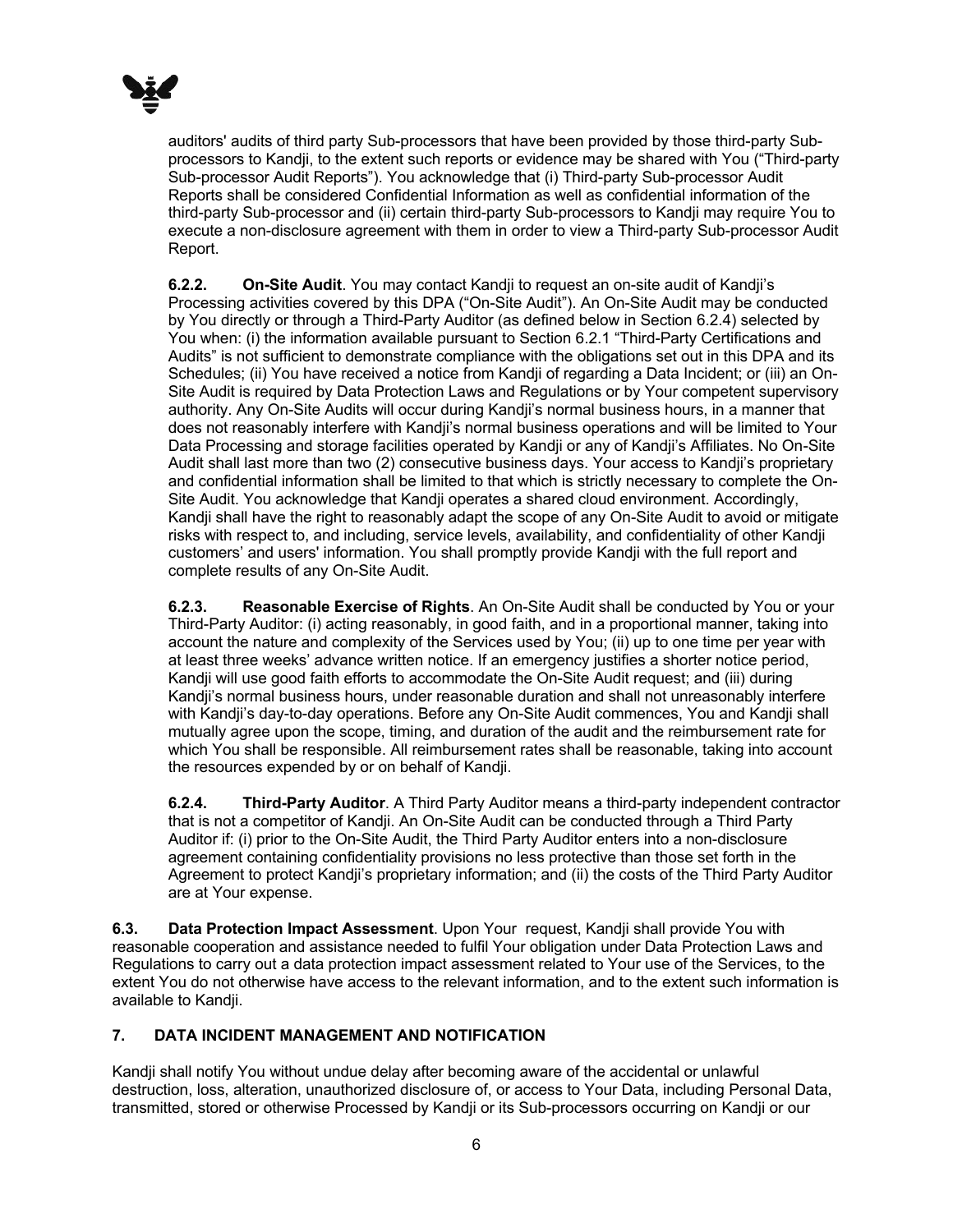auditors' audits of third party Sub-processors that have been provided by those third-party Sub-processors to Kandji, to the extent such reports or evidence may be shared with You ("Third-party Sub-processor Audit Reports"). You acknowledge that (i) Third-party Sub-processor Audit Reports shall be considered Confidential Information as well as confidential information of the third-party Sub-processor and (ii) certain third-party Sub-processors to Kandji may require You to execute a non-disclosure agreement with them in order to view a Third-party Sub-processor Audit Report.

**6.2.2. On-Site Audit**. You may contact Kandji to request an on-site audit of Kandji's Processing activities covered by this DPA ("On-Site Audit"). An On-Site Audit may be conducted by You directly or through a Third-Party Auditor (as defined below in Section 6.2.4) selected by You when: (i) the information available pursuant to Section 6.2.1 "Third-Party Certifications and Audits" is not sufficient to demonstrate compliance with the obligations set out in this DPA and its Schedules; (ii) You have received a notice from Kandji of regarding a Data Incident; or (iii) an On-Site Audit is required by Data Protection Laws and Regulations or by Your competent supervisory authority. Any On-Site Audits will occur during Kandji's normal business hours, in a manner that does not reasonably interfere with Kandji's normal business operations and will be limited to Your Data Processing and storage facilities operated by Kandji or any of Kandji's Affiliates. No On-Site Audit shall last more than two (2) consecutive business days. Your access to Kandji's proprietary and confidential information shall be limited to that which is strictly necessary to complete the On-Site Audit. You acknowledge that Kandji operates a shared cloud environment. Accordingly, Kandji shall have the right to reasonably adapt the scope of any On-Site Audit to avoid or mitigate risks with respect to, and including, service levels, availability, and confidentiality of other Kandji customers' and users' information. You shall promptly provide Kandji with the full report and complete results of any On-Site Audit.

**6.2.3. Reasonable Exercise of Rights**. An On-Site Audit shall be conducted by You or your Third-Party Auditor: (i) acting reasonably, in good faith, and in a proportional manner, taking into account the nature and complexity of the Services used by You; (ii) up to one time per year with at least three weeks' advance written notice. If an emergency justifies a shorter notice period, Kandji will use good faith efforts to accommodate the On-Site Audit request; and (iii) during Kandji's normal business hours, under reasonable duration and shall not unreasonably interfere with Kandji's day-to-day operations. Before any On-Site Audit commences, You and Kandji shall mutually agree upon the scope, timing, and duration of the audit and the reimbursement rate for which You shall be responsible. All reimbursement rates shall be reasonable, taking into account the resources expended by or on behalf of Kandji.

**6.2.4. Third-Party Auditor**. A Third Party Auditor means a third-party independent contractor that is not a competitor of Kandji. An On-Site Audit can be conducted through a Third Party Auditor if: (i) prior to the On-Site Audit, the Third Party Auditor enters into a non-disclosure agreement containing confidentiality provisions no less protective than those set forth in the Agreement to protect Kandji's proprietary information; and (ii) the costs of the Third Party Auditor are at Your expense.

**6.3. Data Protection Impact Assessment**. Upon Your request, Kandji shall provide You with reasonable cooperation and assistance needed to fulfil Your obligation under Data Protection Laws and Regulations to carry out a data protection impact assessment related to Your use of the Services, to the extent You do not otherwise have access to the relevant information, and to the extent such information is available to Kandji.

## 7. DATA INCIDENT MANAGEMENT AND NOTIFICATION

Kandji shall notify You without undue delay after becoming aware of the accidental or unlawful destruction, loss, alteration, unauthorized disclosure of, or access to Your Data, including Personal Data, transmitted, stored or otherwise Processed by Kandji or its Sub-processors occurring on Kandji or our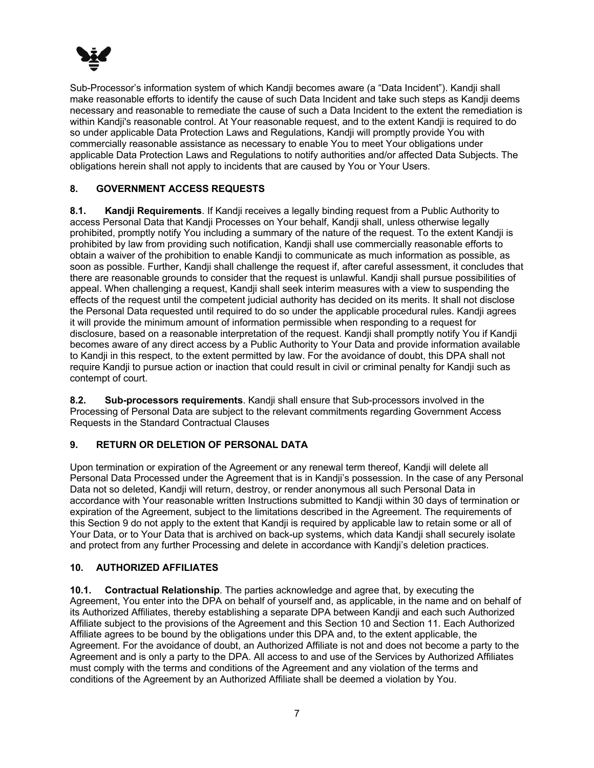Sub-Processor's information system of which Kandji becomes aware (a "Data Incident"). Kandji shall make reasonable efforts to identify the cause of such Data Incident and take such steps as Kandji deems necessary and reasonable to remediate the cause of such a Data Incident to the extent the remediation is within Kandji's reasonable control. At Your reasonable request, and to the extent Kandji is required to do so under applicable Data Protection Laws and Regulations, Kandji will promptly provide You with commercially reasonable assistance as necessary to enable You to meet Your obligations under applicable Data Protection Laws and Regulations to notify authorities and/or affected Data Subjects. The obligations herein shall not apply to incidents that are caused by You or Your Users.

## 8. GOVERNMENT ACCESS REQUESTS

**8.1. Kandji Requirements**. If Kandji receives a legally binding request from a Public Authority to access Personal Data that Kandji Processes on Your behalf, Kandji shall, unless otherwise legally prohibited, promptly notify You including a summary of the nature of the request. To the extent Kandji is prohibited by law from providing such notification, Kandji shall use commercially reasonable efforts to obtain a waiver of the prohibition to enable Kandji to communicate as much information as possible, as soon as possible. Further, Kandji shall challenge the request if, after careful assessment, it concludes that there are reasonable grounds to consider that the request is unlawful. Kandji shall pursue possibilities of appeal. When challenging a request, Kandji shall seek interim measures with a view to suspending the effects of the request until the competent judicial authority has decided on its merits. It shall not disclose the Personal Data requested until required to do so under the applicable procedural rules. Kandji agrees it will provide the minimum amount of information permissible when responding to a request for disclosure, based on a reasonable interpretation of the request. Kandji shall promptly notify You if Kandji becomes aware of any direct access by a Public Authority to Your Data and provide information available to Kandji in this respect, to the extent permitted by law. For the avoidance of doubt, this DPA shall not require Kandji to pursue action or inaction that could result in civil or criminal penalty for Kandji such as contempt of court.

**8.2. Sub-processors requirements**. Kandji shall ensure that Sub-processors involved in the Processing of Personal Data are subject to the relevant commitments regarding Government Access Requests in the Standard Contractual Clauses

## 9. RETURN OR DELETION OF PERSONAL DATA

Upon termination or expiration of the Agreement or any renewal term thereof, Kandji will delete all Personal Data Processed under the Agreement that is in Kandji's possession. In the case of any Personal Data not so deleted, Kandji will return, destroy, or render anonymous all such Personal Data in accordance with Your reasonable written Instructions submitted to Kandji within 30 days of termination or expiration of the Agreement, subject to the limitations described in the Agreement. The requirements of this Section 9 do not apply to the extent that Kandji is required by applicable law to retain some or all of Your Data, or to Your Data that is archived on back-up systems, which data Kandji shall securely isolate and protect from any further Processing and delete in accordance with Kandji's deletion practices.

## 10. AUTHORIZED AFFILIATES

**10.1. Contractual Relationship**. The parties acknowledge and agree that, by executing the Agreement, You enter into the DPA on behalf of yourself and, as applicable, in the name and on behalf of its Authorized Affiliates, thereby establishing a separate DPA between Kandji and each such Authorized Affiliate subject to the provisions of the Agreement and this Section 10 and Section 11. Each Authorized Affiliate agrees to be bound by the obligations under this DPA and, to the extent applicable, the Agreement. For the avoidance of doubt, an Authorized Affiliate is not and does not become a party to the Agreement and is only a party to the DPA. All access to and use of the Services by Authorized Affiliates must comply with the terms and conditions of the Agreement and any violation of the terms and conditions of the Agreement by an Authorized Affiliate shall be deemed a violation by You.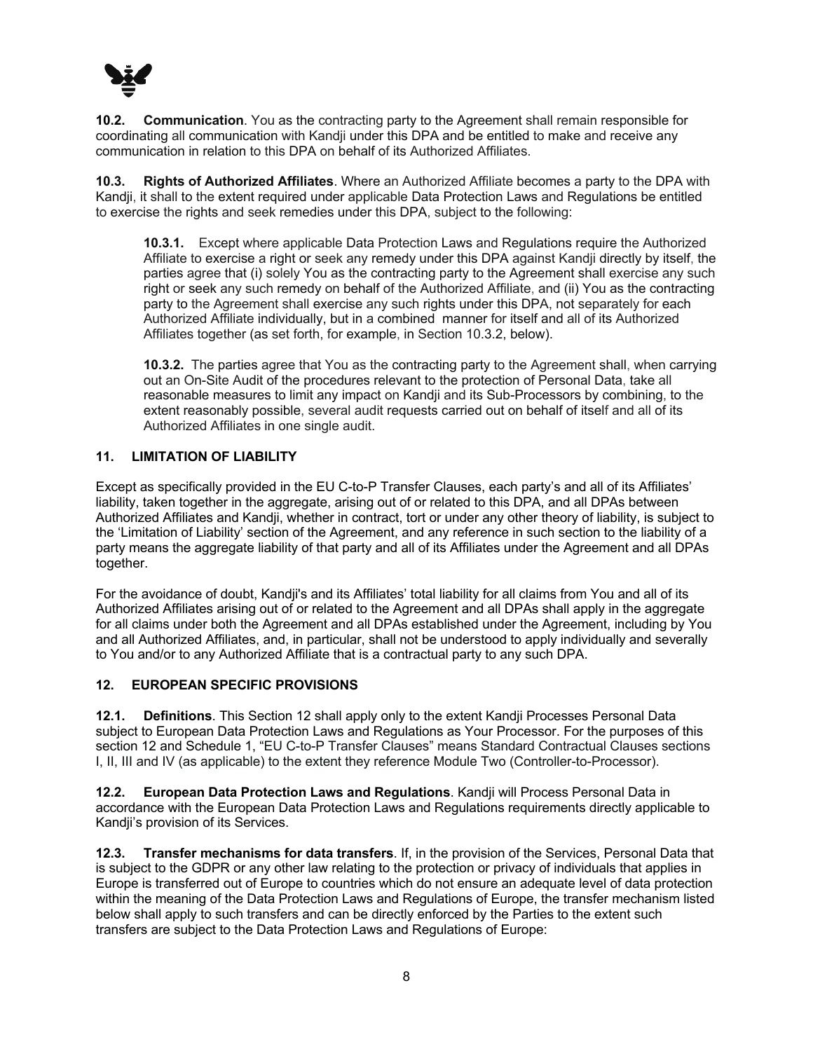**10.2. Communication**. You as the contracting party to the Agreement shall remain responsible for coordinating all communication with Kandji under this DPA and be entitled to make and receive any communication in relation to this DPA on behalf of its Authorized Affiliates.

**10.3. Rights of Authorized Affiliates**. Where an Authorized Affiliate becomes a party to the DPA with Kandji, it shall to the extent required under applicable Data Protection Laws and Regulations be entitled to exercise the rights and seek remedies under this DPA, subject to the following:

> **10.3.1.** Except where applicable Data Protection Laws and Regulations require the Authorized Affiliate to exercise a right or seek any remedy under this DPA against Kandji directly by itself, the parties agree that (i) solely You as the contracting party to the Agreement shall exercise any such right or seek any such remedy on behalf of the Authorized Affiliate, and (ii) You as the contracting party to the Agreement shall exercise any such rights under this DPA, not separately for each Authorized Affiliate individually, but in a combined manner for itself and all of its Authorized Affiliates together (as set forth, for example, in Section 10.3.2, below).
>
> **10.3.2.** The parties agree that You as the contracting party to the Agreement shall, when carrying out an On-Site Audit of the procedures relevant to the protection of Personal Data, take all reasonable measures to limit any impact on Kandji and its Sub-Processors by combining, to the extent reasonably possible, several audit requests carried out on behalf of itself and all of its Authorized Affiliates in one single audit.

## 11. LIMITATION OF LIABILITY

Except as specifically provided in the EU C-to-P Transfer Clauses, each party's and all of its Affiliates' liability, taken together in the aggregate, arising out of or related to this DPA, and all DPAs between Authorized Affiliates and Kandji, whether in contract, tort or under any other theory of liability, is subject to the 'Limitation of Liability' section of the Agreement, and any reference in such section to the liability of a party means the aggregate liability of that party and all of its Affiliates under the Agreement and all DPAs together.

For the avoidance of doubt, Kandji's and its Affiliates' total liability for all claims from You and all of its Authorized Affiliates arising out of or related to the Agreement and all DPAs shall apply in the aggregate for all claims under both the Agreement and all DPAs established under the Agreement, including by You and all Authorized Affiliates, and, in particular, shall not be understood to apply individually and severally to You and/or to any Authorized Affiliate that is a contractual party to any such DPA.

## 12. EUROPEAN SPECIFIC PROVISIONS

**12.1. Definitions**. This Section 12 shall apply only to the extent Kandji Processes Personal Data subject to European Data Protection Laws and Regulations as Your Processor. For the purposes of this section 12 and Schedule 1, "EU C-to-P Transfer Clauses" means Standard Contractual Clauses sections I, II, III and IV (as applicable) to the extent they reference Module Two (Controller-to-Processor).

**12.2. European Data Protection Laws and Regulations**. Kandji will Process Personal Data in accordance with the European Data Protection Laws and Regulations requirements directly applicable to Kandji's provision of its Services.

**12.3. Transfer mechanisms for data transfers**. If, in the provision of the Services, Personal Data that is subject to the GDPR or any other law relating to the protection or privacy of individuals that applies in Europe is transferred out of Europe to countries which do not ensure an adequate level of data protection within the meaning of the Data Protection Laws and Regulations of Europe, the transfer mechanism listed below shall apply to such transfers and can be directly enforced by the Parties to the extent such transfers are subject to the Data Protection Laws and Regulations of Europe: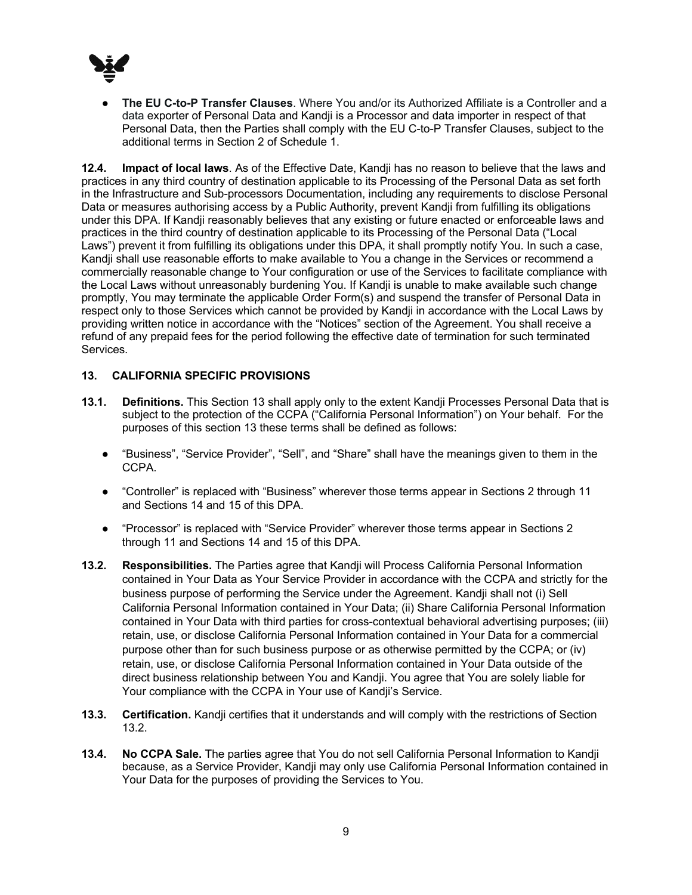- **The EU C-to-P Transfer Clauses**. Where You and/or its Authorized Affiliate is a Controller and a data exporter of Personal Data and Kandji is a Processor and data importer in respect of that Personal Data, then the Parties shall comply with the EU C-to-P Transfer Clauses, subject to the additional terms in Section 2 of Schedule 1.

**12.4. Impact of local laws**. As of the Effective Date, Kandji has no reason to believe that the laws and practices in any third country of destination applicable to its Processing of the Personal Data as set forth in the Infrastructure and Sub-processors Documentation, including any requirements to disclose Personal Data or measures authorising access by a Public Authority, prevent Kandji from fulfilling its obligations under this DPA. If Kandji reasonably believes that any existing or future enacted or enforceable laws and practices in the third country of destination applicable to its Processing of the Personal Data ("Local Laws") prevent it from fulfilling its obligations under this DPA, it shall promptly notify You. In such a case, Kandji shall use reasonable efforts to make available to You a change in the Services or recommend a commercially reasonable change to Your configuration or use of the Services to facilitate compliance with the Local Laws without unreasonably burdening You. If Kandji is unable to make available such change promptly, You may terminate the applicable Order Form(s) and suspend the transfer of Personal Data in respect only to those Services which cannot be provided by Kandji in accordance with the Local Laws by providing written notice in accordance with the "Notices" section of the Agreement. You shall receive a refund of any prepaid fees for the period following the effective date of termination for such terminated Services.

## 13. CALIFORNIA SPECIFIC PROVISIONS

**13.1. Definitions.** This Section 13 shall apply only to the extent Kandji Processes Personal Data that is subject to the protection of the CCPA ("California Personal Information") on Your behalf. For the purposes of this section 13 these terms shall be defined as follows:

- "Business", "Service Provider", "Sell", and "Share" shall have the meanings given to them in the CCPA.
- "Controller" is replaced with "Business" wherever those terms appear in Sections 2 through 11 and Sections 14 and 15 of this DPA.
- "Processor" is replaced with "Service Provider" wherever those terms appear in Sections 2 through 11 and Sections 14 and 15 of this DPA.

**13.2. Responsibilities.** The Parties agree that Kandji will Process California Personal Information contained in Your Data as Your Service Provider in accordance with the CCPA and strictly for the business purpose of performing the Service under the Agreement. Kandji shall not (i) Sell California Personal Information contained in Your Data; (ii) Share California Personal Information contained in Your Data with third parties for cross-contextual behavioral advertising purposes; (iii) retain, use, or disclose California Personal Information contained in Your Data for a commercial purpose other than for such business purpose or as otherwise permitted by the CCPA; or (iv) retain, use, or disclose California Personal Information contained in Your Data outside of the direct business relationship between You and Kandji. You agree that You are solely liable for Your compliance with the CCPA in Your use of Kandji's Service.

**13.3. Certification.** Kandji certifies that it understands and will comply with the restrictions of Section 13.2.

**13.4. No CCPA Sale.** The parties agree that You do not sell California Personal Information to Kandji because, as a Service Provider, Kandji may only use California Personal Information contained in Your Data for the purposes of providing the Services to You.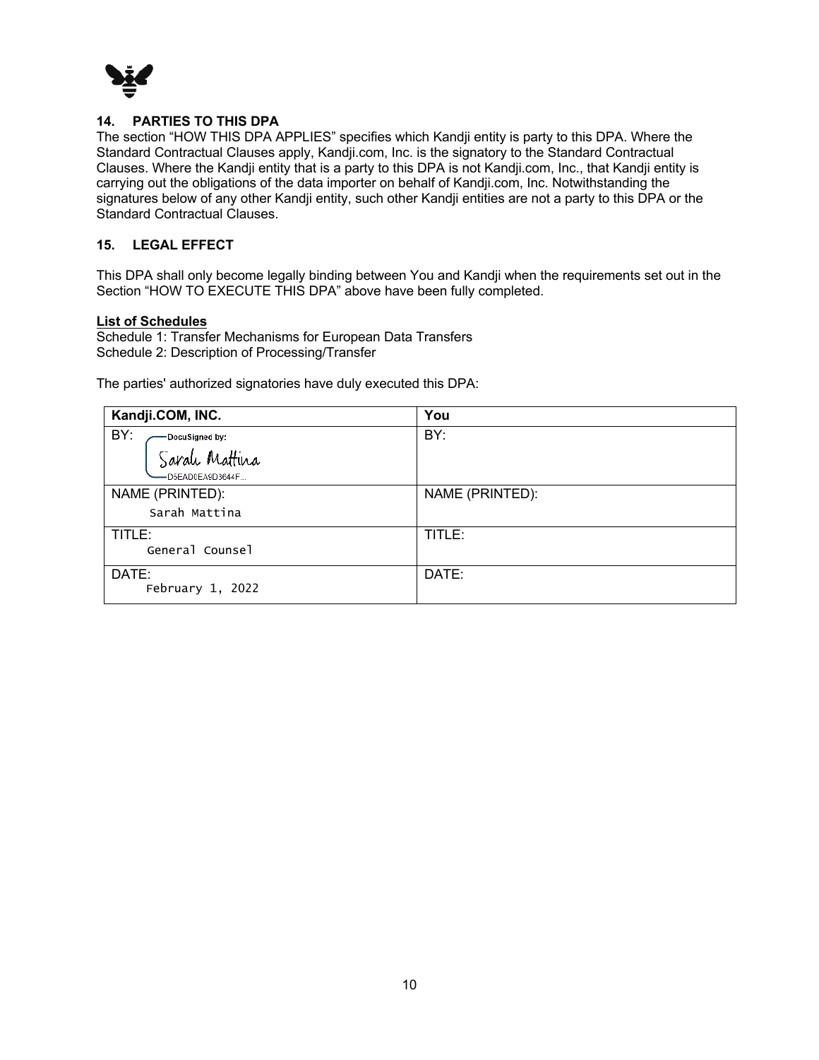## 14. PARTIES TO THIS DPA

The section "HOW THIS DPA APPLIES" specifies which Kandji entity is party to this DPA. Where the Standard Contractual Clauses apply, Kandji.com, Inc. is the signatory to the Standard Contractual Clauses. Where the Kandji entity that is a party to this DPA is not Kandji.com, Inc., that Kandji entity is carrying out the obligations of the data importer on behalf of Kandji.com, Inc. Notwithstanding the signatures below of any other Kandji entity, such other Kandji entities are not a party to this DPA or the Standard Contractual Clauses.

## 15. LEGAL EFFECT

This DPA shall only become legally binding between You and Kandji when the requirements set out in the Section "HOW TO EXECUTE THIS DPA" above have been fully completed.

**List of Schedules**

Schedule 1: Transfer Mechanisms for European Data Transfers
Schedule 2: Description of Processing/Transfer

The parties' authorized signatories have duly executed this DPA:

| Kandji.COM, INC. | You |
|---|---|
| BY: DocuSigned by: Sarah Mattina D5EAD0EA9D3644F... | BY: |
| NAME (PRINTED): Sarah Mattina | NAME (PRINTED): |
| TITLE: General Counsel | TITLE: |
| DATE: February 1, 2022 | DATE: |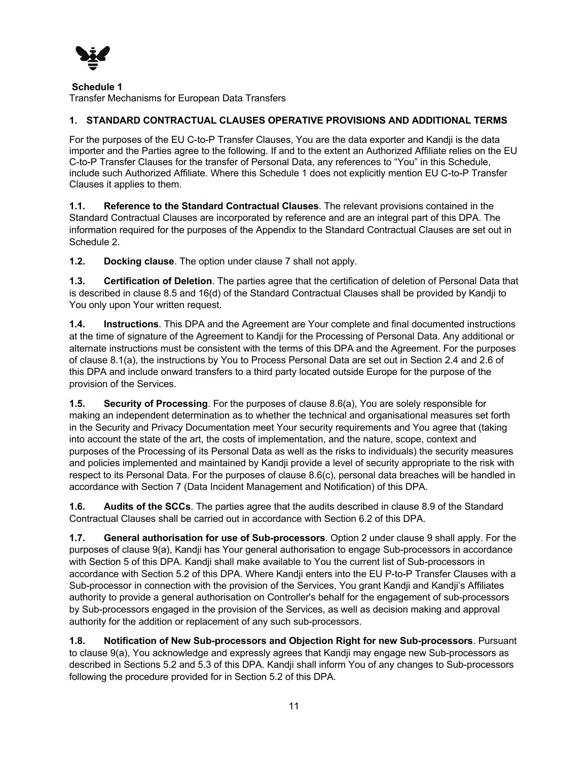**Schedule 1**
Transfer Mechanisms for European Data Transfers

## 1. STANDARD CONTRACTUAL CLAUSES OPERATIVE PROVISIONS AND ADDITIONAL TERMS

For the purposes of the EU C-to-P Transfer Clauses, You are the data exporter and Kandji is the data importer and the Parties agree to the following. If and to the extent an Authorized Affiliate relies on the EU C-to-P Transfer Clauses for the transfer of Personal Data, any references to "You" in this Schedule, include such Authorized Affiliate. Where this Schedule 1 does not explicitly mention EU C-to-P Transfer Clauses it applies to them.

**1.1. Reference to the Standard Contractual Clauses**. The relevant provisions contained in the Standard Contractual Clauses are incorporated by reference and are an integral part of this DPA. The information required for the purposes of the Appendix to the Standard Contractual Clauses are set out in Schedule 2.

**1.2. Docking clause**. The option under clause 7 shall not apply.

**1.3. Certification of Deletion**. The parties agree that the certification of deletion of Personal Data that is described in clause 8.5 and 16(d) of the Standard Contractual Clauses shall be provided by Kandji to You only upon Your written request.

**1.4. Instructions**. This DPA and the Agreement are Your complete and final documented instructions at the time of signature of the Agreement to Kandji for the Processing of Personal Data. Any additional or alternate instructions must be consistent with the terms of this DPA and the Agreement. For the purposes of clause 8.1(a), the instructions by You to Process Personal Data are set out in Section 2.4 and 2.6 of this DPA and include onward transfers to a third party located outside Europe for the purpose of the provision of the Services.

**1.5. Security of Processing**. For the purposes of clause 8.6(a), You are solely responsible for making an independent determination as to whether the technical and organisational measures set forth in the Security and Privacy Documentation meet Your security requirements and You agree that (taking into account the state of the art, the costs of implementation, and the nature, scope, context and purposes of the Processing of its Personal Data as well as the risks to individuals) the security measures and policies implemented and maintained by Kandji provide a level of security appropriate to the risk with respect to its Personal Data. For the purposes of clause 8.6(c), personal data breaches will be handled in accordance with Section 7 (Data Incident Management and Notification) of this DPA.

**1.6. Audits of the SCCs**. The parties agree that the audits described in clause 8.9 of the Standard Contractual Clauses shall be carried out in accordance with Section 6.2 of this DPA.

**1.7. General authorisation for use of Sub-processors**. Option 2 under clause 9 shall apply. For the purposes of clause 9(a), Kandji has Your general authorisation to engage Sub-processors in accordance with Section 5 of this DPA. Kandji shall make available to You the current list of Sub-processors in accordance with Section 5.2 of this DPA. Where Kandji enters into the EU P-to-P Transfer Clauses with a Sub-processor in connection with the provision of the Services, You grant Kandji and Kandji's Affiliates authority to provide a general authorisation on Controller's behalf for the engagement of sub-processors by Sub-processors engaged in the provision of the Services, as well as decision making and approval authority for the addition or replacement of any such sub-processors.

**1.8. Notification of New Sub-processors and Objection Right for new Sub-processors**. Pursuant to clause 9(a), You acknowledge and expressly agrees that Kandji may engage new Sub-processors as described in Sections 5.2 and 5.3 of this DPA. Kandji shall inform You of any changes to Sub-processors following the procedure provided for in Section 5.2 of this DPA.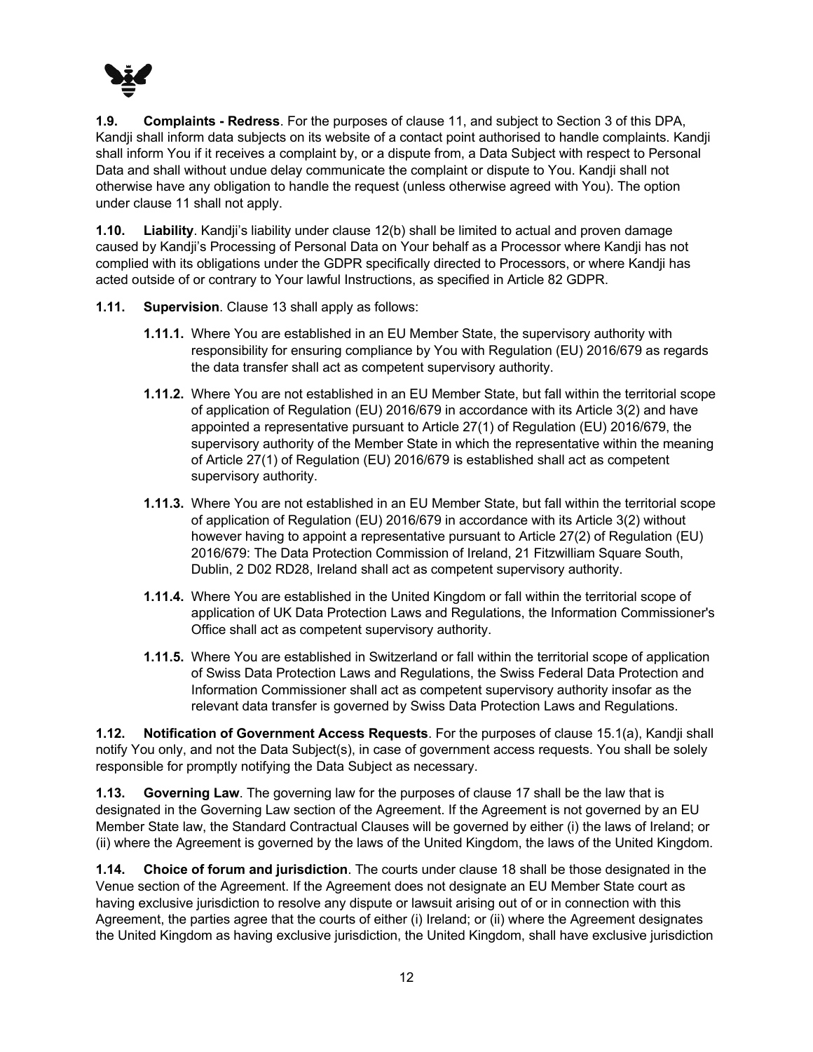**1.9. Complaints - Redress**. For the purposes of clause 11, and subject to Section 3 of this DPA, Kandji shall inform data subjects on its website of a contact point authorised to handle complaints. Kandji shall inform You if it receives a complaint by, or a dispute from, a Data Subject with respect to Personal Data and shall without undue delay communicate the complaint or dispute to You. Kandji shall not otherwise have any obligation to handle the request (unless otherwise agreed with You). The option under clause 11 shall not apply.

**1.10. Liability**. Kandji's liability under clause 12(b) shall be limited to actual and proven damage caused by Kandji's Processing of Personal Data on Your behalf as a Processor where Kandji has not complied with its obligations under the GDPR specifically directed to Processors, or where Kandji has acted outside of or contrary to Your lawful Instructions, as specified in Article 82 GDPR.

**1.11. Supervision**. Clause 13 shall apply as follows:

- **1.11.1.** Where You are established in an EU Member State, the supervisory authority with responsibility for ensuring compliance by You with Regulation (EU) 2016/679 as regards the data transfer shall act as competent supervisory authority.
- **1.11.2.** Where You are not established in an EU Member State, but fall within the territorial scope of application of Regulation (EU) 2016/679 in accordance with its Article 3(2) and have appointed a representative pursuant to Article 27(1) of Regulation (EU) 2016/679, the supervisory authority of the Member State in which the representative within the meaning of Article 27(1) of Regulation (EU) 2016/679 is established shall act as competent supervisory authority.
- **1.11.3.** Where You are not established in an EU Member State, but fall within the territorial scope of application of Regulation (EU) 2016/679 in accordance with its Article 3(2) without however having to appoint a representative pursuant to Article 27(2) of Regulation (EU) 2016/679: The Data Protection Commission of Ireland, 21 Fitzwilliam Square South, Dublin, 2 D02 RD28, Ireland shall act as competent supervisory authority.
- **1.11.4.** Where You are established in the United Kingdom or fall within the territorial scope of application of UK Data Protection Laws and Regulations, the Information Commissioner's Office shall act as competent supervisory authority.
- **1.11.5.** Where You are established in Switzerland or fall within the territorial scope of application of Swiss Data Protection Laws and Regulations, the Swiss Federal Data Protection and Information Commissioner shall act as competent supervisory authority insofar as the relevant data transfer is governed by Swiss Data Protection Laws and Regulations.

**1.12. Notification of Government Access Requests**. For the purposes of clause 15.1(a), Kandji shall notify You only, and not the Data Subject(s), in case of government access requests. You shall be solely responsible for promptly notifying the Data Subject as necessary.

**1.13. Governing Law**. The governing law for the purposes of clause 17 shall be the law that is designated in the Governing Law section of the Agreement. If the Agreement is not governed by an EU Member State law, the Standard Contractual Clauses will be governed by either (i) the laws of Ireland; or (ii) where the Agreement is governed by the laws of the United Kingdom, the laws of the United Kingdom.

**1.14. Choice of forum and jurisdiction**. The courts under clause 18 shall be those designated in the Venue section of the Agreement. If the Agreement does not designate an EU Member State court as having exclusive jurisdiction to resolve any dispute or lawsuit arising out of or in connection with this Agreement, the parties agree that the courts of either (i) Ireland; or (ii) where the Agreement designates the United Kingdom as having exclusive jurisdiction, the United Kingdom, shall have exclusive jurisdiction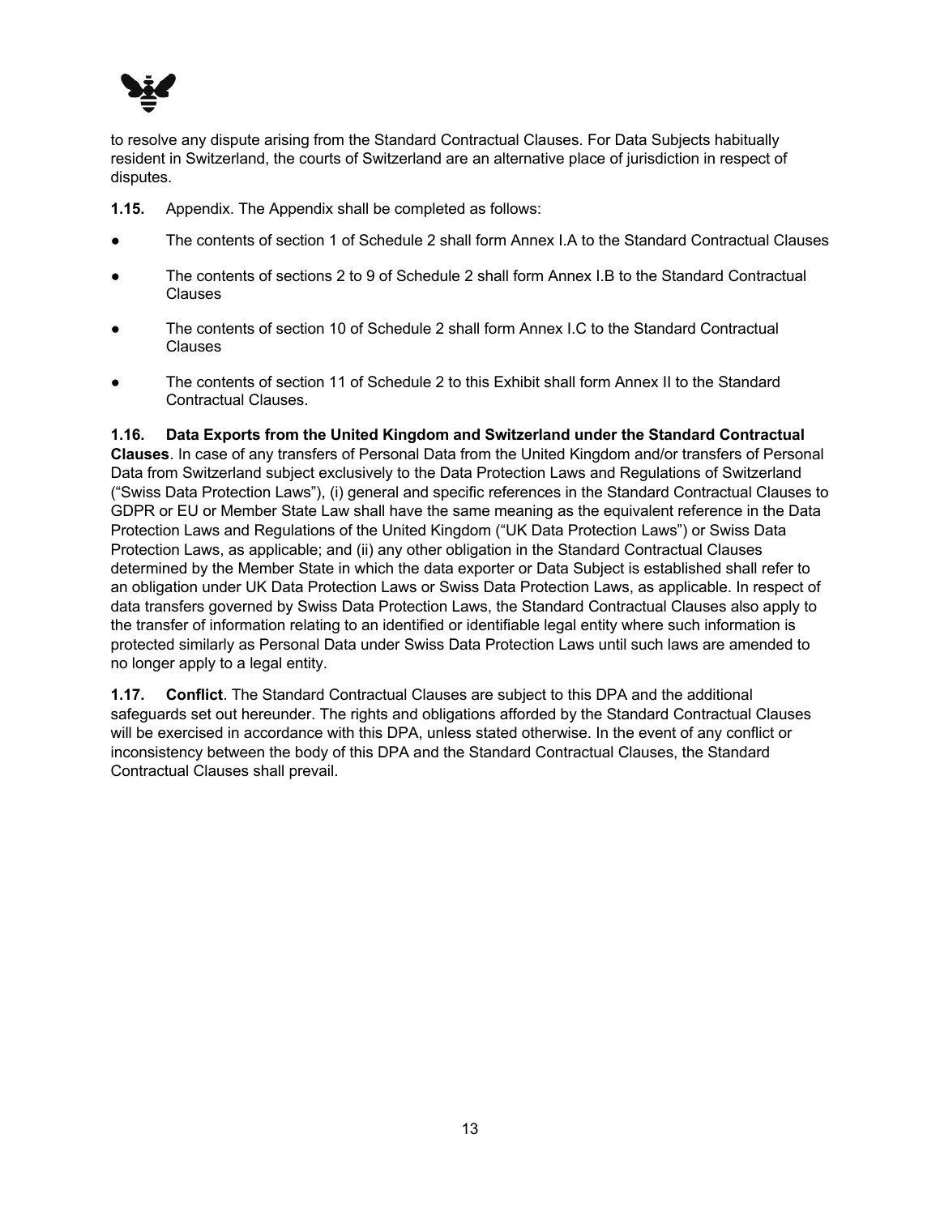to resolve any dispute arising from the Standard Contractual Clauses. For Data Subjects habitually resident in Switzerland, the courts of Switzerland are an alternative place of jurisdiction in respect of disputes.

**1.15.** Appendix. The Appendix shall be completed as follows:

- The contents of section 1 of Schedule 2 shall form Annex I.A to the Standard Contractual Clauses
- The contents of sections 2 to 9 of Schedule 2 shall form Annex I.B to the Standard Contractual Clauses
- The contents of section 10 of Schedule 2 shall form Annex I.C to the Standard Contractual Clauses
- The contents of section 11 of Schedule 2 to this Exhibit shall form Annex II to the Standard Contractual Clauses.

**1.16. Data Exports from the United Kingdom and Switzerland under the Standard Contractual Clauses**. In case of any transfers of Personal Data from the United Kingdom and/or transfers of Personal Data from Switzerland subject exclusively to the Data Protection Laws and Regulations of Switzerland ("Swiss Data Protection Laws"), (i) general and specific references in the Standard Contractual Clauses to GDPR or EU or Member State Law shall have the same meaning as the equivalent reference in the Data Protection Laws and Regulations of the United Kingdom ("UK Data Protection Laws") or Swiss Data Protection Laws, as applicable; and (ii) any other obligation in the Standard Contractual Clauses determined by the Member State in which the data exporter or Data Subject is established shall refer to an obligation under UK Data Protection Laws or Swiss Data Protection Laws, as applicable. In respect of data transfers governed by Swiss Data Protection Laws, the Standard Contractual Clauses also apply to the transfer of information relating to an identified or identifiable legal entity where such information is protected similarly as Personal Data under Swiss Data Protection Laws until such laws are amended to no longer apply to a legal entity.

**1.17. Conflict**. The Standard Contractual Clauses are subject to this DPA and the additional safeguards set out hereunder. The rights and obligations afforded by the Standard Contractual Clauses will be exercised in accordance with this DPA, unless stated otherwise. In the event of any conflict or inconsistency between the body of this DPA and the Standard Contractual Clauses, the Standard Contractual Clauses shall prevail.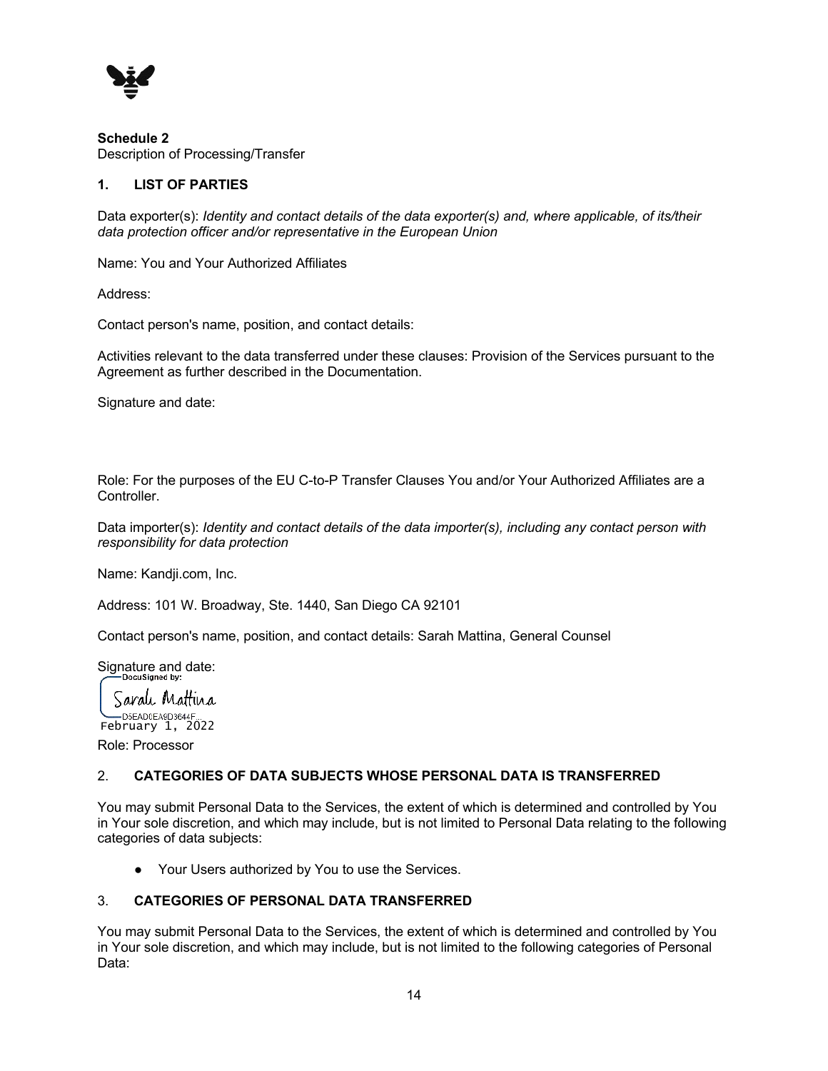**Schedule 2**
Description of Processing/Transfer

## 1. LIST OF PARTIES

Data exporter(s): *Identity and contact details of the data exporter(s) and, where applicable, of its/their data protection officer and/or representative in the European Union*

Name: You and Your Authorized Affiliates

Address:

Contact person's name, position, and contact details:

Activities relevant to the data transferred under these clauses: Provision of the Services pursuant to the Agreement as further described in the Documentation.

Signature and date:

Role: For the purposes of the EU C-to-P Transfer Clauses You and/or Your Authorized Affiliates are a Controller.

Data importer(s): *Identity and contact details of the data importer(s), including any contact person with responsibility for data protection*

Name: Kandji.com, Inc.

Address: 101 W. Broadway, Ste. 1440, San Diego CA 92101

Contact person's name, position, and contact details: Sarah Mattina, General Counsel

Signature and date:
DocuSigned by:
Sarah Mattina
D5EAD0EA9D3644F...
February 1, 2022

Role: Processor

## 2. CATEGORIES OF DATA SUBJECTS WHOSE PERSONAL DATA IS TRANSFERRED

You may submit Personal Data to the Services, the extent of which is determined and controlled by You in Your sole discretion, and which may include, but is not limited to Personal Data relating to the following categories of data subjects:

- Your Users authorized by You to use the Services.

## 3. CATEGORIES OF PERSONAL DATA TRANSFERRED

You may submit Personal Data to the Services, the extent of which is determined and controlled by You in Your sole discretion, and which may include, but is not limited to the following categories of Personal Data: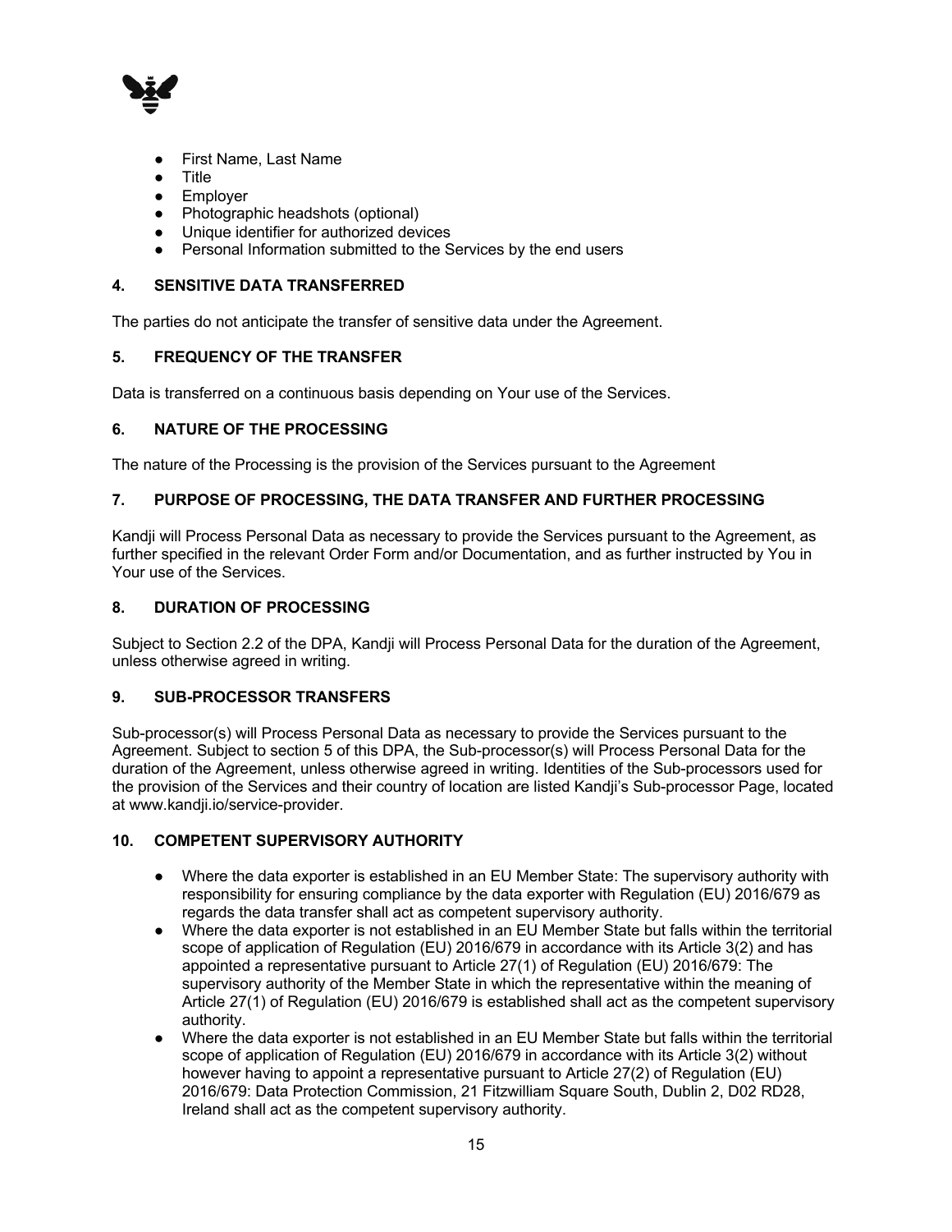- First Name, Last Name
- Title
- Employer
- Photographic headshots (optional)
- Unique identifier for authorized devices
- Personal Information submitted to the Services by the end users

### 4. SENSITIVE DATA TRANSFERRED

The parties do not anticipate the transfer of sensitive data under the Agreement.

### 5. FREQUENCY OF THE TRANSFER

Data is transferred on a continuous basis depending on Your use of the Services.

### 6. NATURE OF THE PROCESSING

The nature of the Processing is the provision of the Services pursuant to the Agreement

### 7. PURPOSE OF PROCESSING, THE DATA TRANSFER AND FURTHER PROCESSING

Kandji will Process Personal Data as necessary to provide the Services pursuant to the Agreement, as further specified in the relevant Order Form and/or Documentation, and as further instructed by You in Your use of the Services.

### 8. DURATION OF PROCESSING

Subject to Section 2.2 of the DPA, Kandji will Process Personal Data for the duration of the Agreement, unless otherwise agreed in writing.

### 9. SUB-PROCESSOR TRANSFERS

Sub-processor(s) will Process Personal Data as necessary to provide the Services pursuant to the Agreement. Subject to section 5 of this DPA, the Sub-processor(s) will Process Personal Data for the duration of the Agreement, unless otherwise agreed in writing. Identities of the Sub-processors used for the provision of the Services and their country of location are listed Kandji's Sub-processor Page, located at www.kandji.io/service-provider.

### 10. COMPETENT SUPERVISORY AUTHORITY

- Where the data exporter is established in an EU Member State: The supervisory authority with responsibility for ensuring compliance by the data exporter with Regulation (EU) 2016/679 as regards the data transfer shall act as competent supervisory authority.
- Where the data exporter is not established in an EU Member State but falls within the territorial scope of application of Regulation (EU) 2016/679 in accordance with its Article 3(2) and has appointed a representative pursuant to Article 27(1) of Regulation (EU) 2016/679: The supervisory authority of the Member State in which the representative within the meaning of Article 27(1) of Regulation (EU) 2016/679 is established shall act as the competent supervisory authority.
- Where the data exporter is not established in an EU Member State but falls within the territorial scope of application of Regulation (EU) 2016/679 in accordance with its Article 3(2) without however having to appoint a representative pursuant to Article 27(2) of Regulation (EU) 2016/679: Data Protection Commission, 21 Fitzwilliam Square South, Dublin 2, D02 RD28, Ireland shall act as the competent supervisory authority.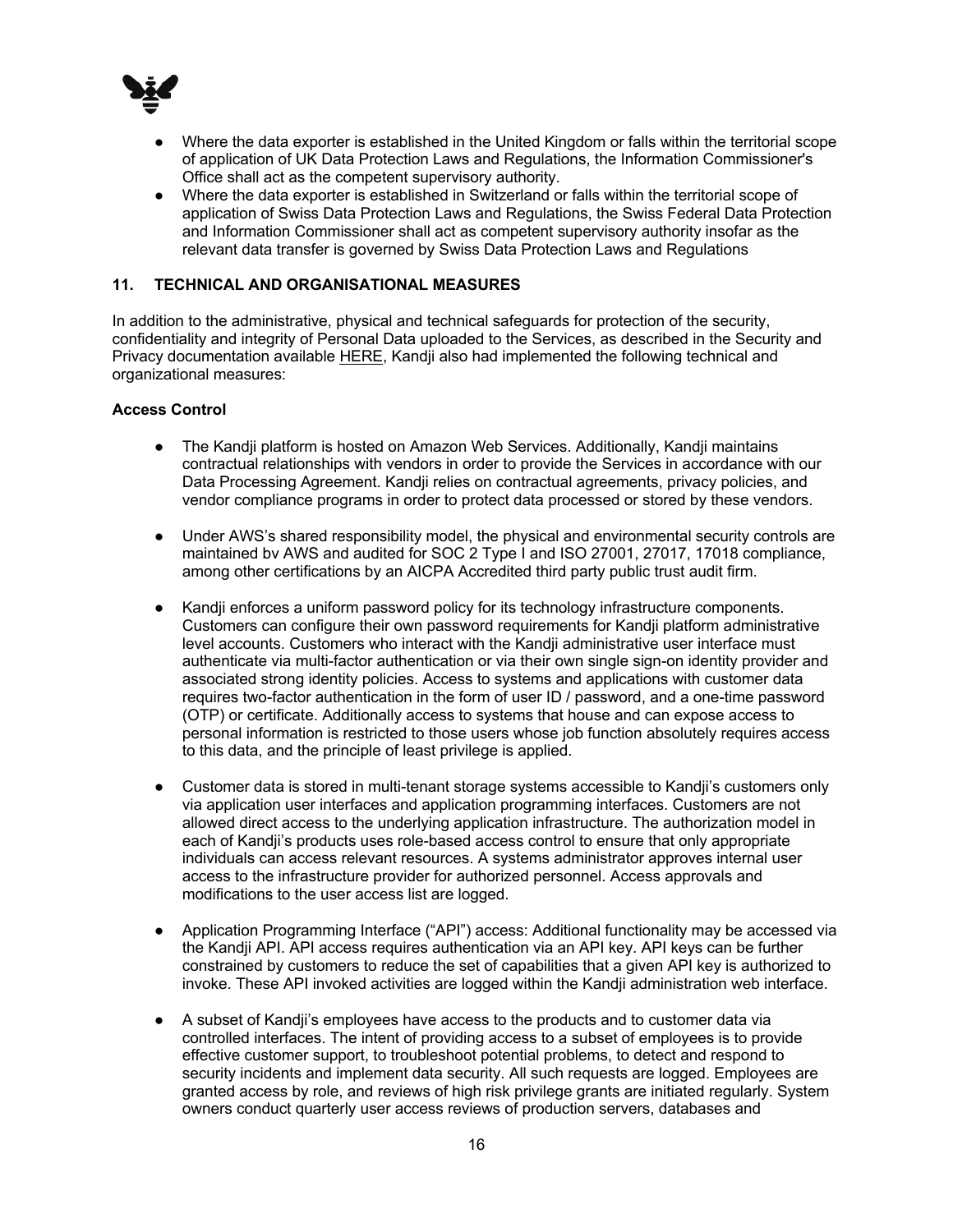- Where the data exporter is established in the United Kingdom or falls within the territorial scope of application of UK Data Protection Laws and Regulations, the Information Commissioner's Office shall act as the competent supervisory authority.
- Where the data exporter is established in Switzerland or falls within the territorial scope of application of Swiss Data Protection Laws and Regulations, the Swiss Federal Data Protection and Information Commissioner shall act as competent supervisory authority insofar as the relevant data transfer is governed by Swiss Data Protection Laws and Regulations

## 11. TECHNICAL AND ORGANISATIONAL MEASURES

In addition to the administrative, physical and technical safeguards for protection of the security, confidentiality and integrity of Personal Data uploaded to the Services, as described in the Security and Privacy documentation available HERE, Kandji also had implemented the following technical and organizational measures:

**Access Control**

- The Kandji platform is hosted on Amazon Web Services. Additionally, Kandji maintains contractual relationships with vendors in order to provide the Services in accordance with our Data Processing Agreement. Kandji relies on contractual agreements, privacy policies, and vendor compliance programs in order to protect data processed or stored by these vendors.

- Under AWS's shared responsibility model, the physical and environmental security controls are maintained bv AWS and audited for SOC 2 Type I and ISO 27001, 27017, 17018 compliance, among other certifications by an AICPA Accredited third party public trust audit firm.

- Kandji enforces a uniform password policy for its technology infrastructure components. Customers can configure their own password requirements for Kandji platform administrative level accounts. Customers who interact with the Kandji administrative user interface must authenticate via multi-factor authentication or via their own single sign-on identity provider and associated strong identity policies. Access to systems and applications with customer data requires two-factor authentication in the form of user ID / password, and a one-time password (OTP) or certificate. Additionally access to systems that house and can expose access to personal information is restricted to those users whose job function absolutely requires access to this data, and the principle of least privilege is applied.

- Customer data is stored in multi-tenant storage systems accessible to Kandji's customers only via application user interfaces and application programming interfaces. Customers are not allowed direct access to the underlying application infrastructure. The authorization model in each of Kandji's products uses role-based access control to ensure that only appropriate individuals can access relevant resources. A systems administrator approves internal user access to the infrastructure provider for authorized personnel. Access approvals and modifications to the user access list are logged.

- Application Programming Interface ("API") access: Additional functionality may be accessed via the Kandji API. API access requires authentication via an API key. API keys can be further constrained by customers to reduce the set of capabilities that a given API key is authorized to invoke. These API invoked activities are logged within the Kandji administration web interface.

- A subset of Kandji's employees have access to the products and to customer data via controlled interfaces. The intent of providing access to a subset of employees is to provide effective customer support, to troubleshoot potential problems, to detect and respond to security incidents and implement data security. All such requests are logged. Employees are granted access by role, and reviews of high risk privilege grants are initiated regularly. System owners conduct quarterly user access reviews of production servers, databases and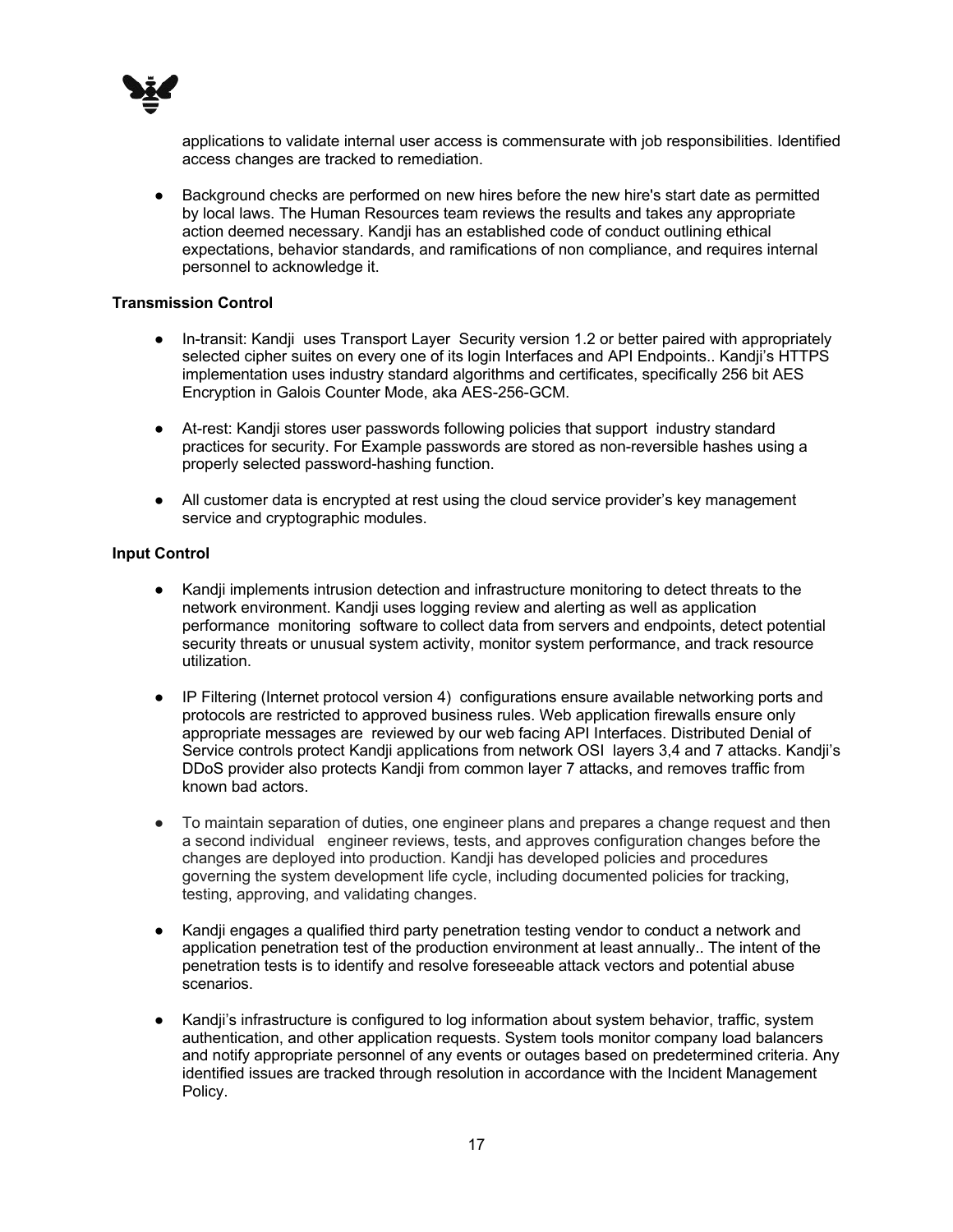applications to validate internal user access is commensurate with job responsibilities. Identified access changes are tracked to remediation.

- Background checks are performed on new hires before the new hire's start date as permitted by local laws. The Human Resources team reviews the results and takes any appropriate action deemed necessary. Kandji has an established code of conduct outlining ethical expectations, behavior standards, and ramifications of non compliance, and requires internal personnel to acknowledge it.

**Transmission Control**

- In-transit: Kandji uses Transport Layer Security version 1.2 or better paired with appropriately selected cipher suites on every one of its login Interfaces and API Endpoints.. Kandji's HTTPS implementation uses industry standard algorithms and certificates, specifically 256 bit AES Encryption in Galois Counter Mode, aka AES-256-GCM.

- At-rest: Kandji stores user passwords following policies that support industry standard practices for security. For Example passwords are stored as non-reversible hashes using a properly selected password-hashing function.

- All customer data is encrypted at rest using the cloud service provider's key management service and cryptographic modules.

**Input Control**

- Kandji implements intrusion detection and infrastructure monitoring to detect threats to the network environment. Kandji uses logging review and alerting as well as application performance monitoring software to collect data from servers and endpoints, detect potential security threats or unusual system activity, monitor system performance, and track resource utilization.

- IP Filtering (Internet protocol version 4) configurations ensure available networking ports and protocols are restricted to approved business rules. Web application firewalls ensure only appropriate messages are reviewed by our web facing API Interfaces. Distributed Denial of Service controls protect Kandji applications from network OSI layers 3,4 and 7 attacks. Kandji's DDoS provider also protects Kandji from common layer 7 attacks, and removes traffic from known bad actors.

- To maintain separation of duties, one engineer plans and prepares a change request and then a second individual engineer reviews, tests, and approves configuration changes before the changes are deployed into production. Kandji has developed policies and procedures governing the system development life cycle, including documented policies for tracking, testing, approving, and validating changes.

- Kandji engages a qualified third party penetration testing vendor to conduct a network and application penetration test of the production environment at least annually.. The intent of the penetration tests is to identify and resolve foreseeable attack vectors and potential abuse scenarios.

- Kandji's infrastructure is configured to log information about system behavior, traffic, system authentication, and other application requests. System tools monitor company load balancers and notify appropriate personnel of any events or outages based on predetermined criteria. Any identified issues are tracked through resolution in accordance with the Incident Management Policy.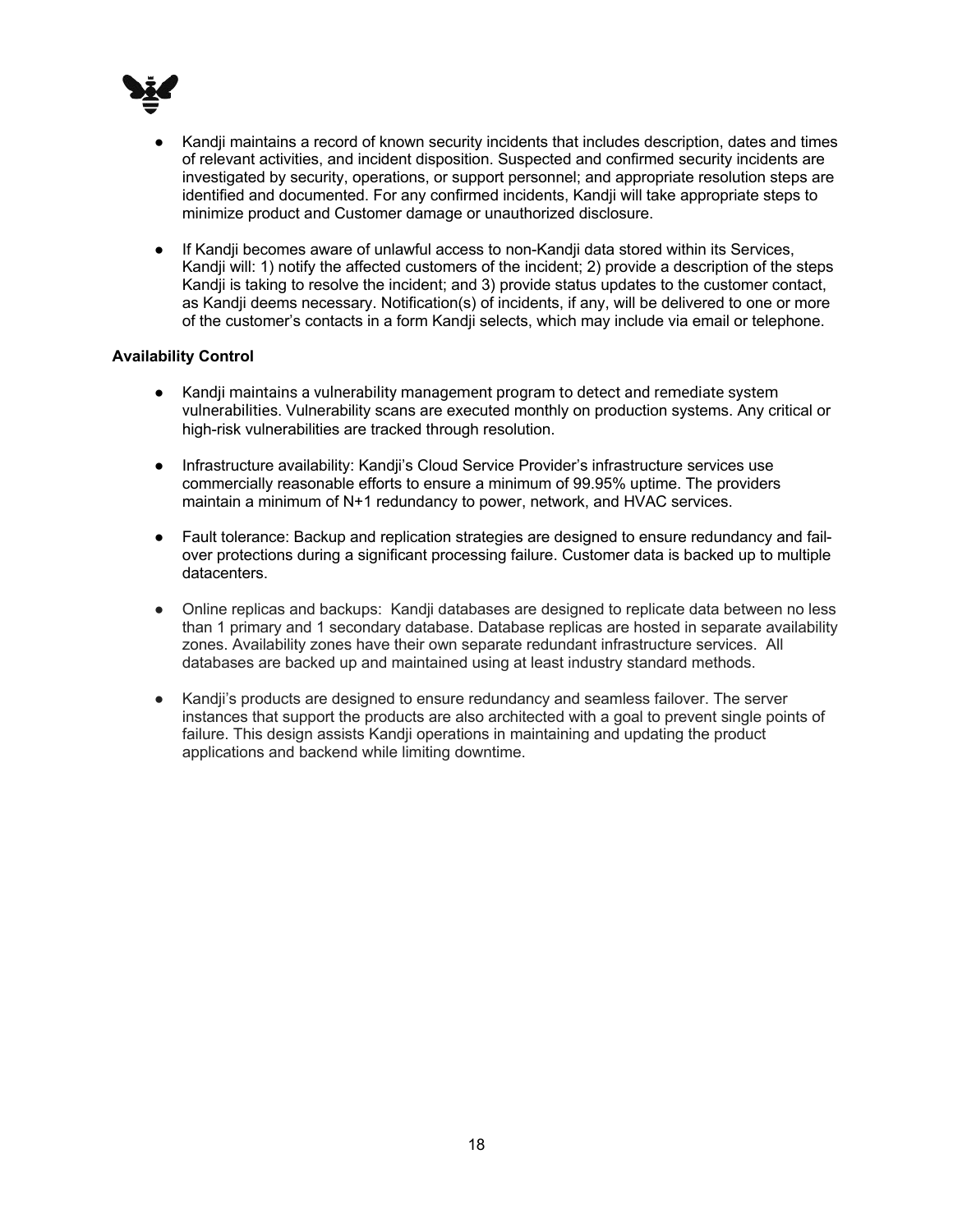- Kandji maintains a record of known security incidents that includes description, dates and times of relevant activities, and incident disposition. Suspected and confirmed security incidents are investigated by security, operations, or support personnel; and appropriate resolution steps are identified and documented. For any confirmed incidents, Kandji will take appropriate steps to minimize product and Customer damage or unauthorized disclosure.

- If Kandji becomes aware of unlawful access to non-Kandji data stored within its Services, Kandji will: 1) notify the affected customers of the incident; 2) provide a description of the steps Kandji is taking to resolve the incident; and 3) provide status updates to the customer contact, as Kandji deems necessary. Notification(s) of incidents, if any, will be delivered to one or more of the customer's contacts in a form Kandji selects, which may include via email or telephone.

**Availability Control**

- Kandji maintains a vulnerability management program to detect and remediate system vulnerabilities. Vulnerability scans are executed monthly on production systems. Any critical or high-risk vulnerabilities are tracked through resolution.

- Infrastructure availability: Kandji's Cloud Service Provider's infrastructure services use commercially reasonable efforts to ensure a minimum of 99.95% uptime. The providers maintain a minimum of N+1 redundancy to power, network, and HVAC services.

- Fault tolerance: Backup and replication strategies are designed to ensure redundancy and fail-over protections during a significant processing failure. Customer data is backed up to multiple datacenters.

- Online replicas and backups: Kandji databases are designed to replicate data between no less than 1 primary and 1 secondary database. Database replicas are hosted in separate availability zones. Availability zones have their own separate redundant infrastructure services. All databases are backed up and maintained using at least industry standard methods.

- Kandji's products are designed to ensure redundancy and seamless failover. The server instances that support the products are also architected with a goal to prevent single points of failure. This design assists Kandji operations in maintaining and updating the product applications and backend while limiting downtime.